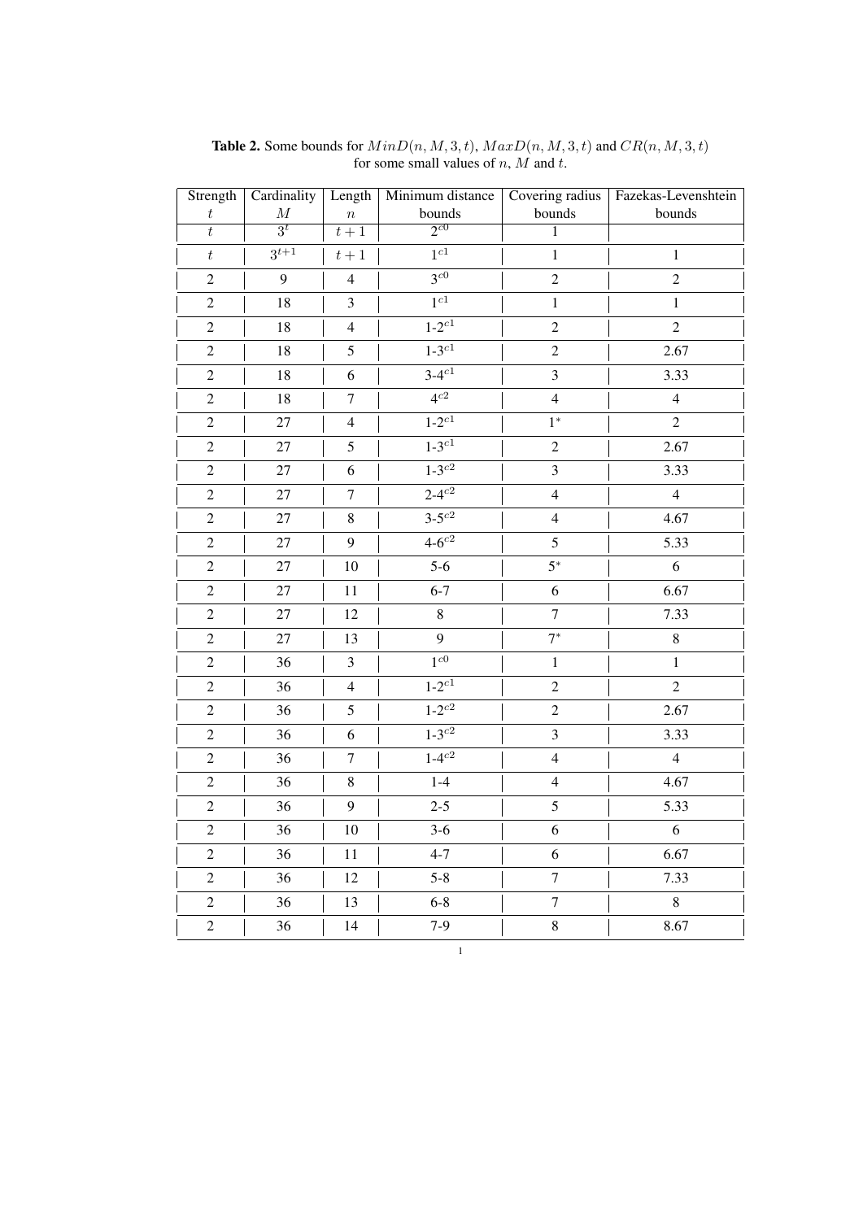**Table 2.** Some bounds for $MinD(n, M, 3, t)$, $MaxD(n, M, 3, t)$ and $CR(n, M, 3, t)$ for some small values of $n$, $M$ and $t$.

| Strength $t$ | Cardinality $M$ | Length $n$ | Minimum distance bounds | Covering radius bounds | Fazekas-Levenshtein bounds |
|---|---|---|---|---|---|
| $t$ | $3^t$ | $t+1$ | $2^{c0}$ | 1 | |
| $t$ | $3^{t+1}$ | $t+1$ | $1^{c1}$ | 1 | 1 |
| 2 | 9 | 4 | $3^{c0}$ | 2 | 2 |
| 2 | 18 | 3 | $1^{c1}$ | 1 | 1 |
| 2 | 18 | 4 | 1-$2^{c1}$ | 2 | 2 |
| 2 | 18 | 5 | 1-$3^{c1}$ | 2 | 2.67 |
| 2 | 18 | 6 | 3-$4^{c1}$ | 3 | 3.33 |
| 2 | 18 | 7 | $4^{c2}$ | 4 | 4 |
| 2 | 27 | 4 | 1-$2^{c1}$ | $1^*$ | 2 |
| 2 | 27 | 5 | 1-$3^{c1}$ | 2 | 2.67 |
| 2 | 27 | 6 | 1-$3^{c2}$ | 3 | 3.33 |
| 2 | 27 | 7 | 2-$4^{c2}$ | 4 | 4 |
| 2 | 27 | 8 | 3-$5^{c2}$ | 4 | 4.67 |
| 2 | 27 | 9 | 4-$6^{c2}$ | 5 | 5.33 |
| 2 | 27 | 10 | 5-6 | $5^*$ | 6 |
| 2 | 27 | 11 | 6-7 | 6 | 6.67 |
| 2 | 27 | 12 | 8 | 7 | 7.33 |
| 2 | 27 | 13 | 9 | $7^*$ | 8 |
| 2 | 36 | 3 | $1^{c0}$ | 1 | 1 |
| 2 | 36 | 4 | 1-$2^{c1}$ | 2 | 2 |
| 2 | 36 | 5 | 1-$2^{c2}$ | 2 | 2.67 |
| 2 | 36 | 6 | 1-$3^{c2}$ | 3 | 3.33 |
| 2 | 36 | 7 | 1-$4^{c2}$ | 4 | 4 |
| 2 | 36 | 8 | 1-4 | 4 | 4.67 |
| 2 | 36 | 9 | 2-5 | 5 | 5.33 |
| 2 | 36 | 10 | 3-6 | 6 | 6 |
| 2 | 36 | 11 | 4-7 | 6 | 6.67 |
| 2 | 36 | 12 | 5-8 | 7 | 7.33 |
| 2 | 36 | 13 | 6-8 | 7 | 8 |
| 2 | 36 | 14 | 7-9 | 8 | 8.67 |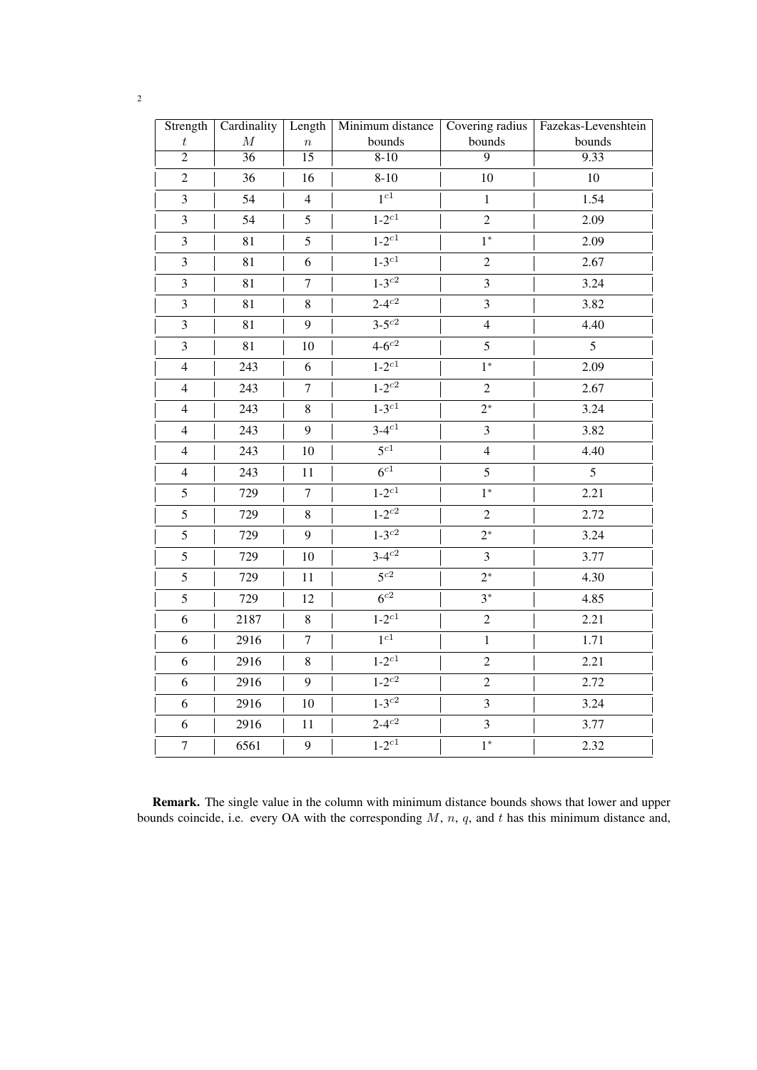| Strength $t$ | Cardinality $M$ | Length $n$ | Minimum distance bounds | Covering radius bounds | Fazekas-Levenshtein bounds |
|---|---|---|---|---|---|
| 2 | 36 | 15 | 8-10 | 9 | 9.33 |
| 2 | 36 | 16 | 8-10 | 10 | 10 |
| 3 | 54 | 4 | $1^{c1}$ | 1 | 1.54 |
| 3 | 54 | 5 | 1-$2^{c1}$ | 2 | 2.09 |
| 3 | 81 | 5 | 1-$2^{c1}$ | $1^{*}$ | 2.09 |
| 3 | 81 | 6 | 1-$3^{c1}$ | 2 | 2.67 |
| 3 | 81 | 7 | 1-$3^{c2}$ | 3 | 3.24 |
| 3 | 81 | 8 | 2-$4^{c2}$ | 3 | 3.82 |
| 3 | 81 | 9 | 3-$5^{c2}$ | 4 | 4.40 |
| 3 | 81 | 10 | 4-$6^{c2}$ | 5 | 5 |
| 4 | 243 | 6 | 1-$2^{c1}$ | $1^{*}$ | 2.09 |
| 4 | 243 | 7 | 1-$2^{c2}$ | 2 | 2.67 |
| 4 | 243 | 8 | 1-$3^{c1}$ | $2^{*}$ | 3.24 |
| 4 | 243 | 9 | 3-$4^{c1}$ | 3 | 3.82 |
| 4 | 243 | 10 | $5^{c1}$ | 4 | 4.40 |
| 4 | 243 | 11 | $6^{c1}$ | 5 | 5 |
| 5 | 729 | 7 | 1-$2^{c1}$ | $1^{*}$ | 2.21 |
| 5 | 729 | 8 | 1-$2^{c2}$ | 2 | 2.72 |
| 5 | 729 | 9 | 1-$3^{c2}$ | $2^{*}$ | 3.24 |
| 5 | 729 | 10 | 3-$4^{c2}$ | 3 | 3.77 |
| 5 | 729 | 11 | $5^{c2}$ | $2^{*}$ | 4.30 |
| 5 | 729 | 12 | $6^{c2}$ | $3^{*}$ | 4.85 |
| 6 | 2187 | 8 | 1-$2^{c1}$ | 2 | 2.21 |
| 6 | 2916 | 7 | $1^{c1}$ | 1 | 1.71 |
| 6 | 2916 | 8 | 1-$2^{c1}$ | 2 | 2.21 |
| 6 | 2916 | 9 | 1-$2^{c2}$ | 2 | 2.72 |
| 6 | 2916 | 10 | 1-$3^{c2}$ | 3 | 3.24 |
| 6 | 2916 | 11 | 2-$4^{c2}$ | 3 | 3.77 |
| 7 | 6561 | 9 | 1-$2^{c1}$ | $1^{*}$ | 2.32 |

**Remark.** The single value in the column with minimum distance bounds shows that lower and upper bounds coincide, i.e. every OA with the corresponding $M$, $n$, $q$, and $t$ has this minimum distance and,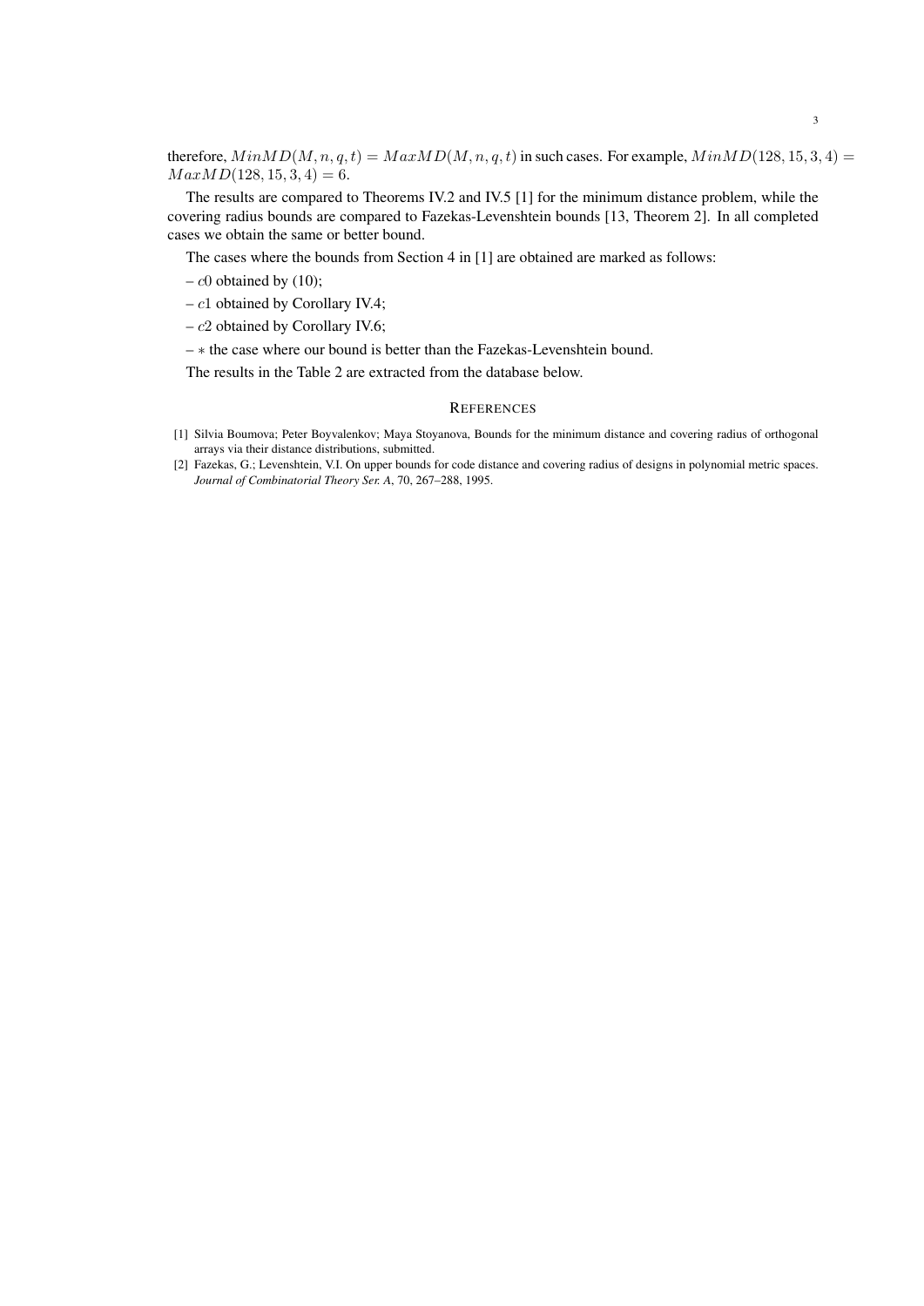therefore, $MinMD(M,n,q,t) = MaxMD(M,n,q,t)$ in such cases. For example, $MinMD(128,15,3,4) = MaxMD(128,15,3,4) = 6$.

The results are compared to Theorems IV.2 and IV.5 [1] for the minimum distance problem, while the covering radius bounds are compared to Fazekas-Levenshtein bounds [13, Theorem 2]. In all completed cases we obtain the same or better bound.

The cases where the bounds from Section 4 in [1] are obtained are marked as follows:

– $c0$ obtained by (10);

– $c1$ obtained by Corollary IV.4;

– $c2$ obtained by Corollary IV.6;

– $*$ the case where our bound is better than the Fazekas-Levenshtein bound.

The results in the Table 2 are extracted from the database below.

## REFERENCES

[1] Silvia Boumova; Peter Boyvalenkov; Maya Stoyanova, Bounds for the minimum distance and covering radius of orthogonal arrays via their distance distributions, submitted.

[2] Fazekas, G.; Levenshtein, V.I. On upper bounds for code distance and covering radius of designs in polynomial metric spaces. *Journal of Combinatorial Theory Ser. A*, 70, 267–288, 1995.